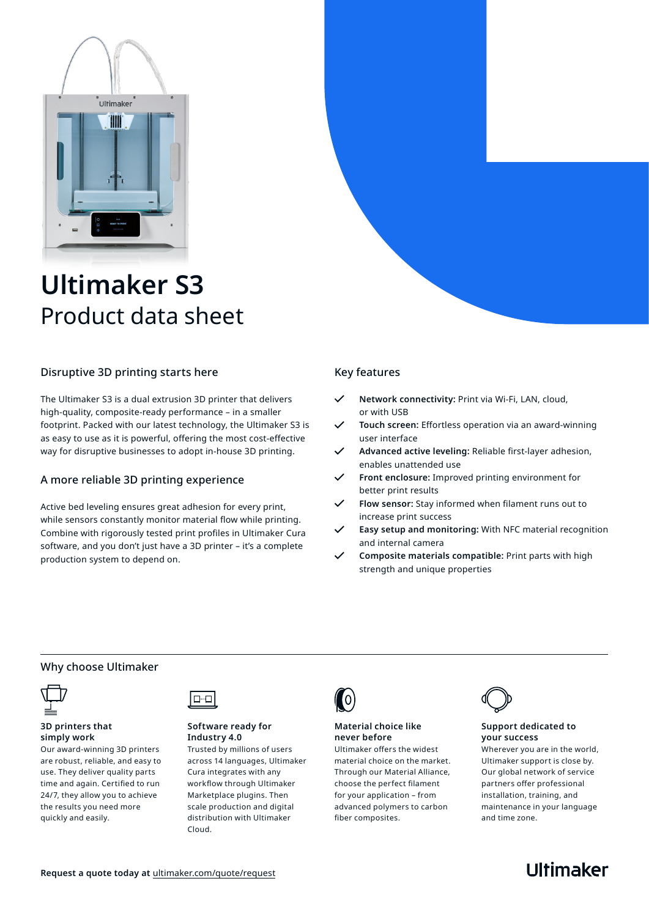# Ultimaker S3

Product data sheet

## Disruptive 3D printing starts here

The Ultimaker S3 is a dual extrusion 3D printer that delivers high-quality, composite-ready performance – in a smaller footprint. Packed with our latest technology, the Ultimaker S3 is as easy to use as it is powerful, offering the most cost-effective way for disruptive businesses to adopt in-house 3D printing.

## A more reliable 3D printing experience

Active bed leveling ensures great adhesion for every print, while sensors constantly monitor material flow while printing. Combine with rigorously tested print profiles in Ultimaker Cura software, and you don't just have a 3D printer – it's a complete production system to depend on.

## Key features

- **Network connectivity:** Print via Wi-Fi, LAN, cloud, or with USB
- **Touch screen:** Effortless operation via an award-winning user interface
- **Advanced active leveling:** Reliable first-layer adhesion, enables unattended use
- **Front enclosure:** Improved printing environment for better print results
- **Flow sensor:** Stay informed when filament runs out to increase print success
- **Easy setup and monitoring:** With NFC material recognition and internal camera
- **Composite materials compatible:** Print parts with high strength and unique properties

## Why choose Ultimaker

**3D printers that simply work**
Our award-winning 3D printers are robust, reliable, and easy to use. They deliver quality parts time and again. Certified to run 24/7, they allow you to achieve the results you need more quickly and easily.

**Software ready for Industry 4.0**
Trusted by millions of users across 14 languages, Ultimaker Cura integrates with any workflow through Ultimaker Marketplace plugins. Then scale production and digital distribution with Ultimaker Cloud.

**Material choice like never before**
Ultimaker offers the widest material choice on the market. Through our Material Alliance, choose the perfect filament for your application – from advanced polymers to carbon fiber composites.

**Support dedicated to your success**
Wherever you are in the world, Ultimaker support is close by. Our global network of service partners offer professional installation, training, and maintenance in your language and time zone.

**Request a quote today at** ultimaker.com/quote/request

Ultimaker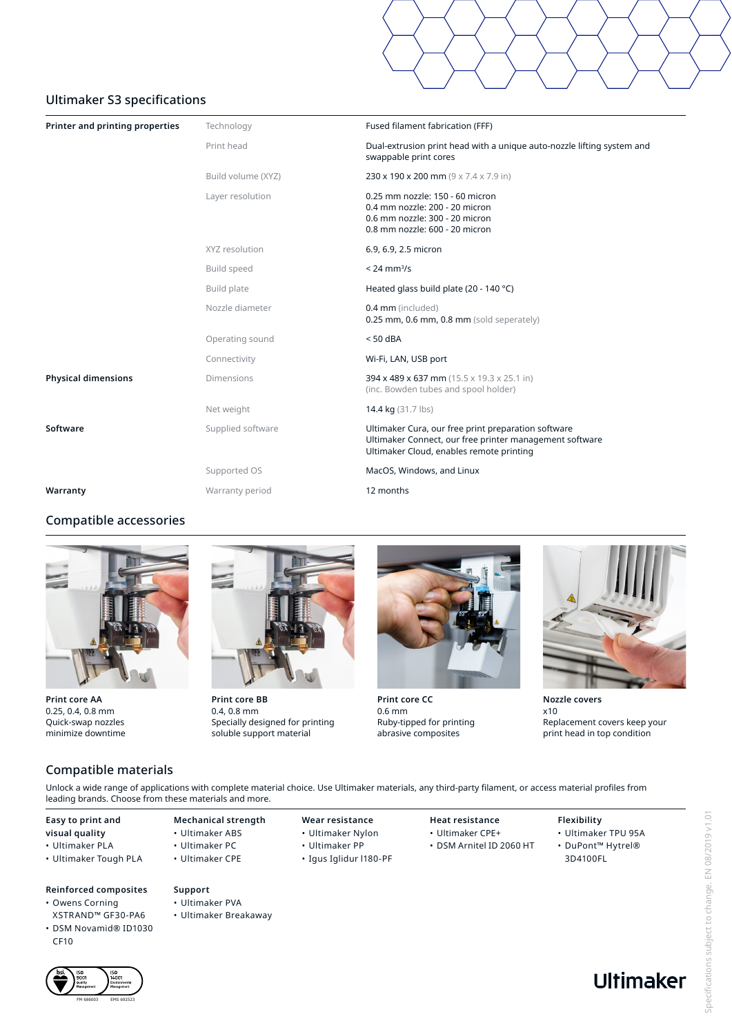## Ultimaker S3 specifications

| | | |
|---|---|---|
| **Printer and printing properties** | Technology | Fused filament fabrication (FFF) |
| | Print head | Dual-extrusion print head with a unique auto-nozzle lifting system and swappable print cores |
| | Build volume (XYZ) | 230 x 190 x 200 mm (9 x 7.4 x 7.9 in) |
| | Layer resolution | 0.25 mm nozzle: 150 - 60 micron<br>0.4 mm nozzle: 200 - 20 micron<br>0.6 mm nozzle: 300 - 20 micron<br>0.8 mm nozzle: 600 - 20 micron |
| | XYZ resolution | 6.9, 6.9, 2.5 micron |
| | Build speed | < 24 mm³/s |
| | Build plate | Heated glass build plate (20 - 140 °C) |
| | Nozzle diameter | 0.4 mm (included)<br>0.25 mm, 0.6 mm, 0.8 mm (sold seperately) |
| | Operating sound | < 50 dBA |
| | Connectivity | Wi-Fi, LAN, USB port |
| **Physical dimensions** | Dimensions | 394 x 489 x 637 mm (15.5 x 19.3 x 25.1 in)<br>(inc. Bowden tubes and spool holder) |
| | Net weight | 14.4 kg (31.7 lbs) |
| **Software** | Supplied software | Ultimaker Cura, our free print preparation software<br>Ultimaker Connect, our free printer management software<br>Ultimaker Cloud, enables remote printing |
| | Supported OS | MacOS, Windows, and Linux |
| **Warranty** | Warranty period | 12 months |

## Compatible accessories

**Print core AA**
0.25, 0.4, 0.8 mm
Quick-swap nozzles minimize downtime

**Print core BB**
0.4, 0.8 mm
Specially designed for printing soluble support material

**Print core CC**
0.6 mm
Ruby-tipped for printing abrasive composites

**Nozzle covers**
x10
Replacement covers keep your print head in top condition

## Compatible materials

Unlock a wide range of applications with complete material choice. Use Ultimaker materials, any third-party filament, or access material profiles from leading brands. Choose from these materials and more.

**Easy to print and visual quality**
- Ultimaker PLA
- Ultimaker Tough PLA

**Mechanical strength**
- Ultimaker ABS
- Ultimaker PC
- Ultimaker CPE

**Wear resistance**
- Ultimaker Nylon
- Ultimaker PP
- Igus Iglidur I180-PF

**Heat resistance**
- Ultimaker CPE+
- DSM Arnitel ID 2060 HT

**Flexibility**
- Ultimaker TPU 95A
- DuPont™ Hytrel® 3D4100FL

**Reinforced composites**
- Owens Corning XSTRAND™ GF30-PA6
- DSM Novamid® ID1030 CF10

**Support**
- Ultimaker PVA
- Ultimaker Breakaway

bsi. ISO 9001 Quality Management FM 686003 | ISO 14001 Environmental Management EMS 692523

Ultimaker

Specifications subject to change. EN 08/2019 v1.01